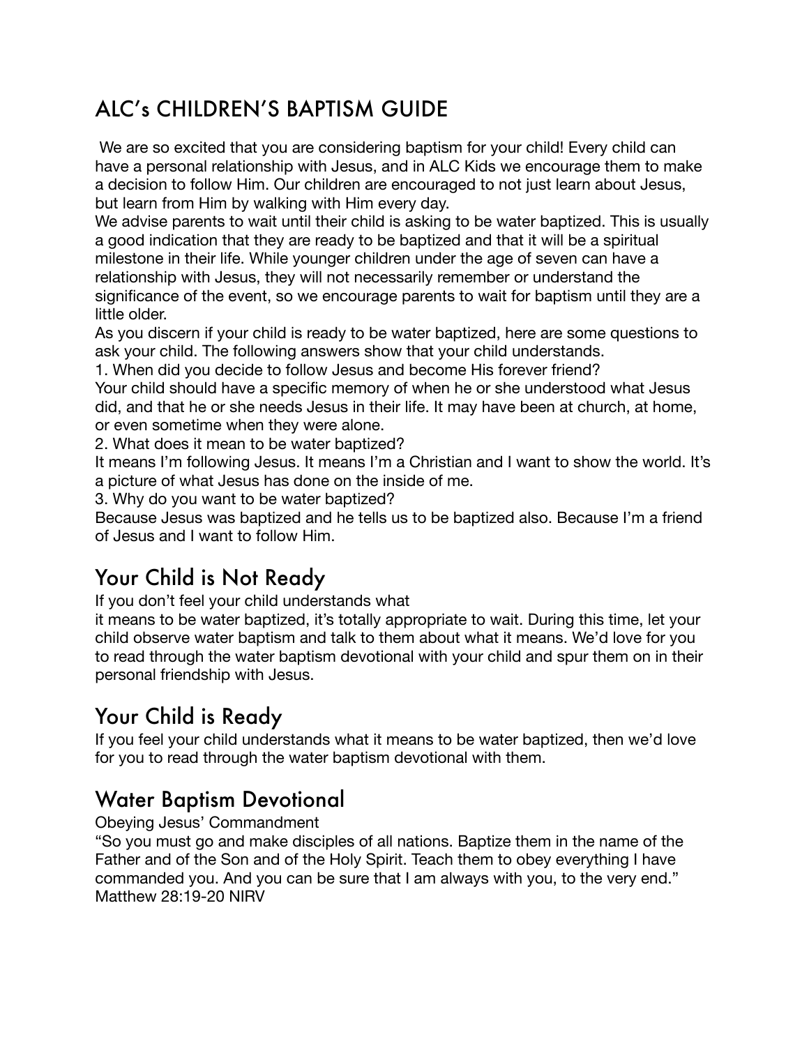# ALC's CHILDREN'S BAPTISM GUIDE

We are so excited that you are considering baptism for your child! Every child can have a personal relationship with Jesus, and in ALC Kids we encourage them to make a decision to follow Him. Our children are encouraged to not just learn about Jesus, but learn from Him by walking with Him every day.

We advise parents to wait until their child is asking to be water baptized. This is usually a good indication that they are ready to be baptized and that it will be a spiritual milestone in their life. While younger children under the age of seven can have a relationship with Jesus, they will not necessarily remember or understand the significance of the event, so we encourage parents to wait for baptism until they are a little older.

As you discern if your child is ready to be water baptized, here are some questions to ask your child. The following answers show that your child understands.

1. When did you decide to follow Jesus and become His forever friend?

Your child should have a specific memory of when he or she understood what Jesus did, and that he or she needs Jesus in their life. It may have been at church, at home, or even sometime when they were alone.

2. What does it mean to be water baptized?

It means I'm following Jesus. It means I'm a Christian and I want to show the world. It's a picture of what Jesus has done on the inside of me.

3. Why do you want to be water baptized?

Because Jesus was baptized and he tells us to be baptized also. Because I'm a friend of Jesus and I want to follow Him.

## Your Child is Not Ready

If you don't feel your child understands what it means to be water baptized, it's totally appropriate to wait. During this time, let your child observe water baptism and talk to them about what it means. We'd love for you to read through the water baptism devotional with your child and spur them on in their personal friendship with Jesus.

## Your Child is Ready

If you feel your child understands what it means to be water baptized, then we'd love for you to read through the water baptism devotional with them.

## Water Baptism Devotional

Obeying Jesus' Commandment

"So you must go and make disciples of all nations. Baptize them in the name of the Father and of the Son and of the Holy Spirit. Teach them to obey everything I have commanded you. And you can be sure that I am always with you, to the very end." Matthew 28:19-20 NIRV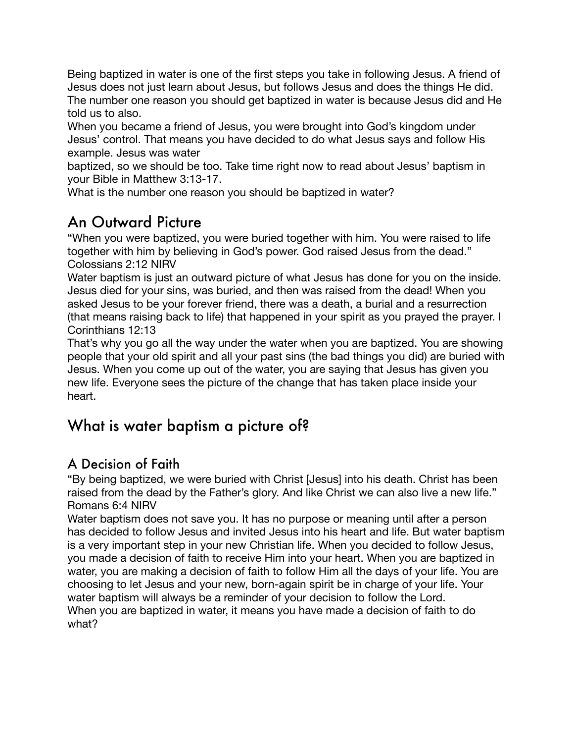Being baptized in water is one of the first steps you take in following Jesus. A friend of Jesus does not just learn about Jesus, but follows Jesus and does the things He did. The number one reason you should get baptized in water is because Jesus did and He told us to also.

When you became a friend of Jesus, you were brought into God's kingdom under Jesus' control. That means you have decided to do what Jesus says and follow His example. Jesus was water baptized, so we should be too. Take time right now to read about Jesus' baptism in your Bible in Matthew 3:13-17.

What is the number one reason you should be baptized in water?

## An Outward Picture

"When you were baptized, you were buried together with him. You were raised to life together with him by believing in God's power. God raised Jesus from the dead." Colossians 2:12 NIRV

Water baptism is just an outward picture of what Jesus has done for you on the inside. Jesus died for your sins, was buried, and then was raised from the dead! When you asked Jesus to be your forever friend, there was a death, a burial and a resurrection (that means raising back to life) that happened in your spirit as you prayed the prayer. I Corinthians 12:13

That's why you go all the way under the water when you are baptized. You are showing people that your old spirit and all your past sins (the bad things you did) are buried with Jesus. When you come up out of the water, you are saying that Jesus has given you new life. Everyone sees the picture of the change that has taken place inside your heart.

## What is water baptism a picture of?

### A Decision of Faith

"By being baptized, we were buried with Christ [Jesus] into his death. Christ has been raised from the dead by the Father's glory. And like Christ we can also live a new life." Romans 6:4 NIRV

Water baptism does not save you. It has no purpose or meaning until after a person has decided to follow Jesus and invited Jesus into his heart and life. But water baptism is a very important step in your new Christian life. When you decided to follow Jesus, you made a decision of faith to receive Him into your heart. When you are baptized in water, you are making a decision of faith to follow Him all the days of your life. You are choosing to let Jesus and your new, born-again spirit be in charge of your life. Your water baptism will always be a reminder of your decision to follow the Lord.

When you are baptized in water, it means you have made a decision of faith to do what?